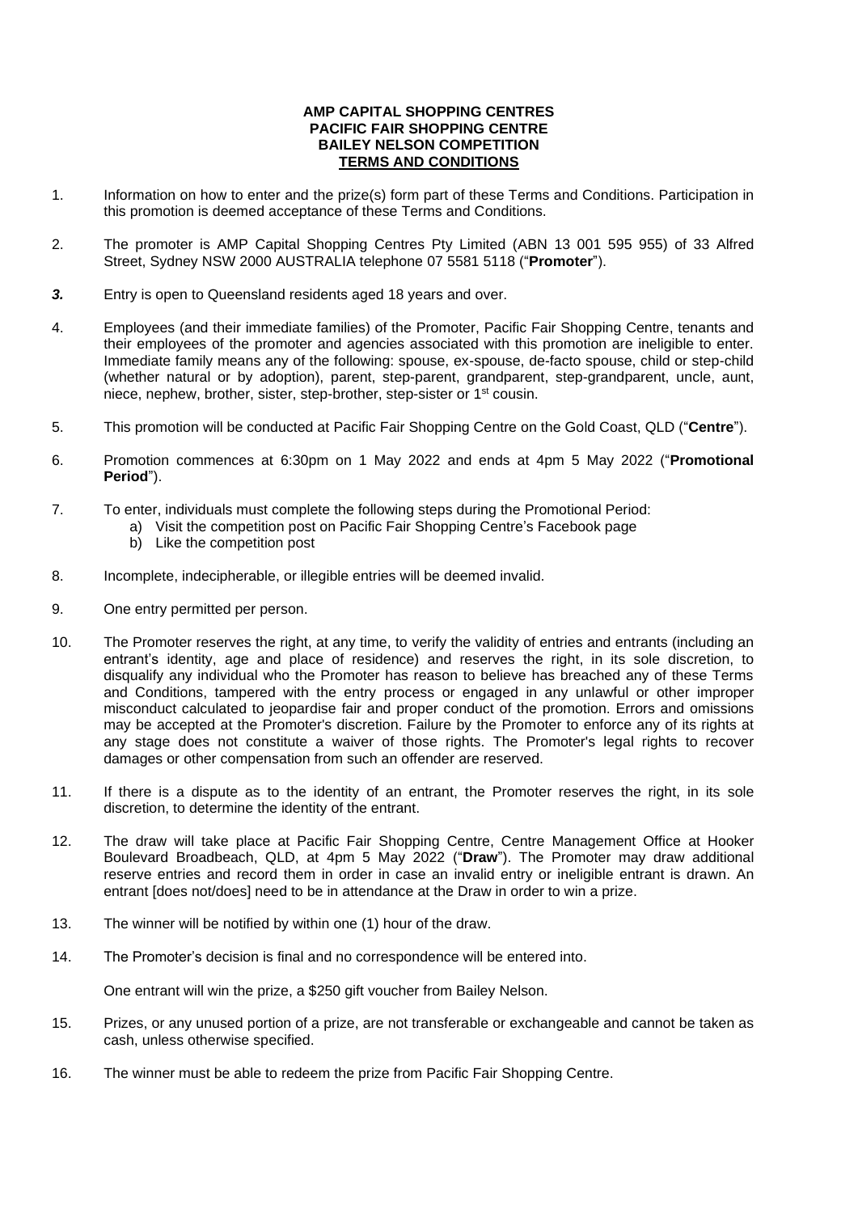**AMP CAPITAL SHOPPING CENTRES**
**PACIFIC FAIR SHOPPING CENTRE**
**BAILEY NELSON COMPETITION**
**TERMS AND CONDITIONS**

1. Information on how to enter and the prize(s) form part of these Terms and Conditions. Participation in this promotion is deemed acceptance of these Terms and Conditions.

2. The promoter is AMP Capital Shopping Centres Pty Limited (ABN 13 001 595 955) of 33 Alfred Street, Sydney NSW 2000 AUSTRALIA telephone 07 5581 5118 ("**Promoter**").

3. Entry is open to Queensland residents aged 18 years and over.

4. Employees (and their immediate families) of the Promoter, Pacific Fair Shopping Centre, tenants and their employees of the promoter and agencies associated with this promotion are ineligible to enter. Immediate family means any of the following: spouse, ex-spouse, de-facto spouse, child or step-child (whether natural or by adoption), parent, step-parent, grandparent, step-grandparent, uncle, aunt, niece, nephew, brother, sister, step-brother, step-sister or 1st cousin.

5. This promotion will be conducted at Pacific Fair Shopping Centre on the Gold Coast, QLD ("**Centre**").

6. Promotion commences at 6:30pm on 1 May 2022 and ends at 4pm 5 May 2022 ("**Promotional Period**").

7. To enter, individuals must complete the following steps during the Promotional Period:
   a) Visit the competition post on Pacific Fair Shopping Centre's Facebook page
   b) Like the competition post

8. Incomplete, indecipherable, or illegible entries will be deemed invalid.

9. One entry permitted per person.

10. The Promoter reserves the right, at any time, to verify the validity of entries and entrants (including an entrant's identity, age and place of residence) and reserves the right, in its sole discretion, to disqualify any individual who the Promoter has reason to believe has breached any of these Terms and Conditions, tampered with the entry process or engaged in any unlawful or other improper misconduct calculated to jeopardise fair and proper conduct of the promotion. Errors and omissions may be accepted at the Promoter's discretion. Failure by the Promoter to enforce any of its rights at any stage does not constitute a waiver of those rights. The Promoter's legal rights to recover damages or other compensation from such an offender are reserved.

11. If there is a dispute as to the identity of an entrant, the Promoter reserves the right, in its sole discretion, to determine the identity of the entrant.

12. The draw will take place at Pacific Fair Shopping Centre, Centre Management Office at Hooker Boulevard Broadbeach, QLD, at 4pm 5 May 2022 ("**Draw**"). The Promoter may draw additional reserve entries and record them in order in case an invalid entry or ineligible entrant is drawn. An entrant [does not/does] need to be in attendance at the Draw in order to win a prize.

13. The winner will be notified by within one (1) hour of the draw.

14. The Promoter's decision is final and no correspondence will be entered into.

    One entrant will win the prize, a $250 gift voucher from Bailey Nelson.

15. Prizes, or any unused portion of a prize, are not transferable or exchangeable and cannot be taken as cash, unless otherwise specified.

16. The winner must be able to redeem the prize from Pacific Fair Shopping Centre.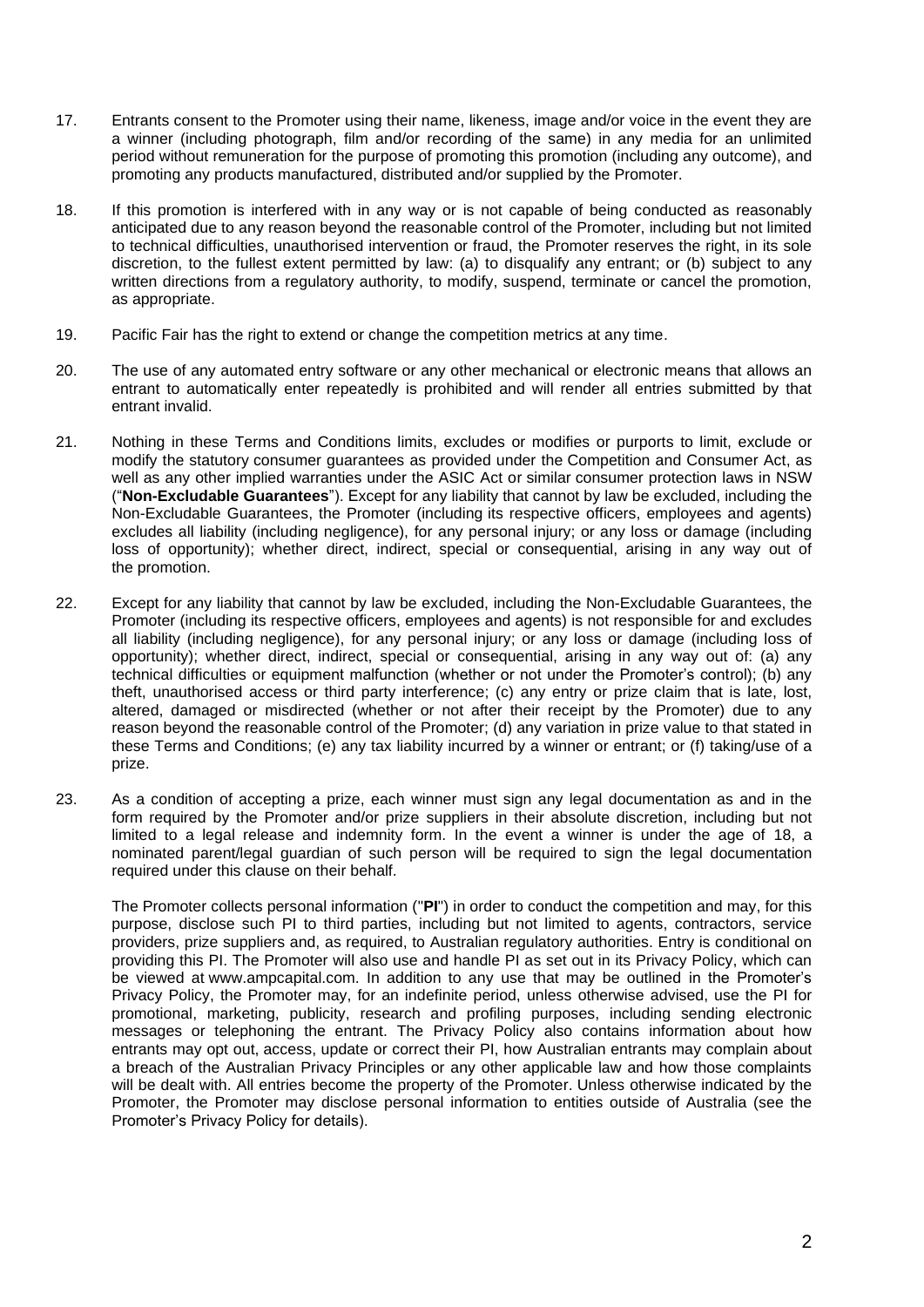17. Entrants consent to the Promoter using their name, likeness, image and/or voice in the event they are a winner (including photograph, film and/or recording of the same) in any media for an unlimited period without remuneration for the purpose of promoting this promotion (including any outcome), and promoting any products manufactured, distributed and/or supplied by the Promoter.

18. If this promotion is interfered with in any way or is not capable of being conducted as reasonably anticipated due to any reason beyond the reasonable control of the Promoter, including but not limited to technical difficulties, unauthorised intervention or fraud, the Promoter reserves the right, in its sole discretion, to the fullest extent permitted by law: (a) to disqualify any entrant; or (b) subject to any written directions from a regulatory authority, to modify, suspend, terminate or cancel the promotion, as appropriate.

19. Pacific Fair has the right to extend or change the competition metrics at any time.

20. The use of any automated entry software or any other mechanical or electronic means that allows an entrant to automatically enter repeatedly is prohibited and will render all entries submitted by that entrant invalid.

21. Nothing in these Terms and Conditions limits, excludes or modifies or purports to limit, exclude or modify the statutory consumer guarantees as provided under the Competition and Consumer Act, as well as any other implied warranties under the ASIC Act or similar consumer protection laws in NSW ("**Non-Excludable Guarantees**"). Except for any liability that cannot by law be excluded, including the Non-Excludable Guarantees, the Promoter (including its respective officers, employees and agents) excludes all liability (including negligence), for any personal injury; or any loss or damage (including loss of opportunity); whether direct, indirect, special or consequential, arising in any way out of the promotion.

22. Except for any liability that cannot by law be excluded, including the Non-Excludable Guarantees, the Promoter (including its respective officers, employees and agents) is not responsible for and excludes all liability (including negligence), for any personal injury; or any loss or damage (including loss of opportunity); whether direct, indirect, special or consequential, arising in any way out of: (a) any technical difficulties or equipment malfunction (whether or not under the Promoter's control); (b) any theft, unauthorised access or third party interference; (c) any entry or prize claim that is late, lost, altered, damaged or misdirected (whether or not after their receipt by the Promoter) due to any reason beyond the reasonable control of the Promoter; (d) any variation in prize value to that stated in these Terms and Conditions; (e) any tax liability incurred by a winner or entrant; or (f) taking/use of a prize.

23. As a condition of accepting a prize, each winner must sign any legal documentation as and in the form required by the Promoter and/or prize suppliers in their absolute discretion, including but not limited to a legal release and indemnity form. In the event a winner is under the age of 18, a nominated parent/legal guardian of such person will be required to sign the legal documentation required under this clause on their behalf.

    The Promoter collects personal information ("**PI**") in order to conduct the competition and may, for this purpose, disclose such PI to third parties, including but not limited to agents, contractors, service providers, prize suppliers and, as required, to Australian regulatory authorities. Entry is conditional on providing this PI. The Promoter will also use and handle PI as set out in its Privacy Policy, which can be viewed at www.ampcapital.com. In addition to any use that may be outlined in the Promoter's Privacy Policy, the Promoter may, for an indefinite period, unless otherwise advised, use the PI for promotional, marketing, publicity, research and profiling purposes, including sending electronic messages or telephoning the entrant. The Privacy Policy also contains information about how entrants may opt out, access, update or correct their PI, how Australian entrants may complain about a breach of the Australian Privacy Principles or any other applicable law and how those complaints will be dealt with. All entries become the property of the Promoter. Unless otherwise indicated by the Promoter, the Promoter may disclose personal information to entities outside of Australia (see the Promoter's Privacy Policy for details).